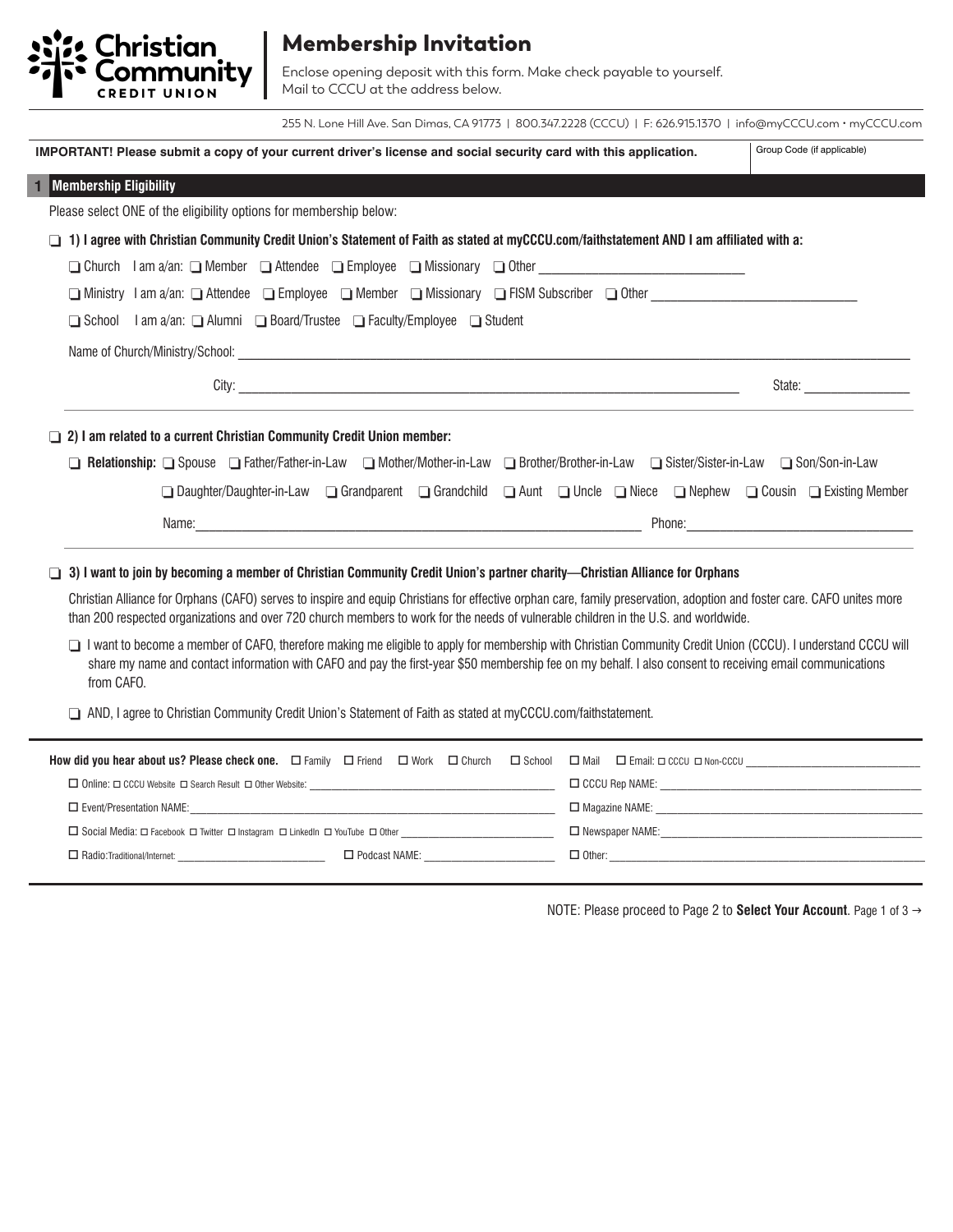**Christian Community CREDIT UNION**

# Membership Invitation

Enclose opening deposit with this form. Make check payable to yourself.
Mail to CCCU at the address below.

255 N. Lone Hill Ave. San Dimas, CA 91773 | 800.347.2228 (CCCU) | F: 626.915.1370 | info@myCCCU.com • myCCCU.com

**IMPORTANT! Please submit a copy of your current driver's license and social security card with this application.**

Group Code (if applicable)

## 1 Membership Eligibility

Please select ONE of the eligibility options for membership below:

❑ **1) I agree with Christian Community Credit Union's Statement of Faith as stated at myCCCU.com/faithstatement AND I am affiliated with a:**

❑ Church I am a/an: ❑ Member ❑ Attendee ❑ Employee ❑ Missionary ❑ Other ______________________

❑ Ministry I am a/an: ❑ Attendee ❑ Employee ❑ Member ❑ Missionary ❑ FISM Subscriber ❑ Other ______________________

❑ School I am a/an: ❑ Alumni ❑ Board/Trustee ❑ Faculty/Employee ❑ Student

Name of Church/Ministry/School: ______________________

City: ______________________ State: ______________

❑ **2) I am related to a current Christian Community Credit Union member:**

❑ **Relationship:** ❑ Spouse ❑ Father/Father-in-Law ❑ Mother/Mother-in-Law ❑ Brother/Brother-in-Law ❑ Sister/Sister-in-Law ❑ Son/Son-in-Law ❑ Daughter/Daughter-in-Law ❑ Grandparent ❑ Grandchild ❑ Aunt ❑ Uncle ❑ Niece ❑ Nephew ❑ Cousin ❑ Existing Member

Name: ______________________ Phone: ______________________

❑ **3) I want to join by becoming a member of Christian Community Credit Union's partner charity—Christian Alliance for Orphans**

Christian Alliance for Orphans (CAFO) serves to inspire and equip Christians for effective orphan care, family preservation, adoption and foster care. CAFO unites more than 200 respected organizations and over 720 church members to work for the needs of vulnerable children in the U.S. and worldwide.

❑ I want to become a member of CAFO, therefore making me eligible to apply for membership with Christian Community Credit Union (CCCU). I understand CCCU will share my name and contact information with CAFO and pay the first-year $50 membership fee on my behalf. I also consent to receiving email communications from CAFO.

❑ AND, I agree to Christian Community Credit Union's Statement of Faith as stated at myCCCU.com/faithstatement.

**How did you hear about us? Please check one.** ☐ Family ☐ Friend ☐ Work ☐ Church ☐ School ☐ Mail ☐ Email: ☐ CCCU ☐ Non-CCCU ______________________

☐ Online: ☐ CCCU Website ☐ Search Result ☐ Other Website: ______________________

☐ CCCU Rep NAME: ______________________

☐ Event/Presentation NAME: ______________________

☐ Magazine NAME: ______________________

☐ Social Media: ☐ Facebook ☐ Twitter ☐ Instagram ☐ LinkedIn ☐ YouTube ☐ Other ______________________

☐ Newspaper NAME: ______________________

☐ Radio: Traditional/Internet: ______________________ ☐ Podcast NAME: ______________________

☐ Other: ______________________

NOTE: Please proceed to Page 2 to **Select Your Account**.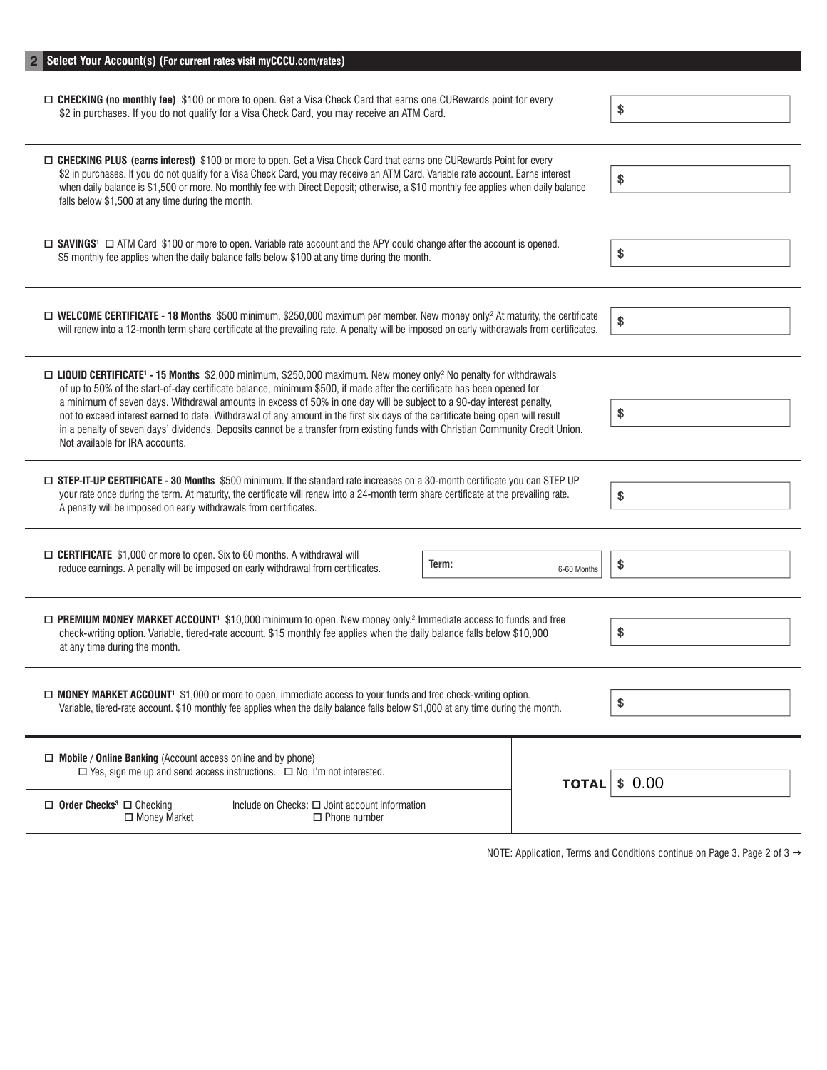## 2 Select Your Account(s) (For current rates visit myCCCU.com/rates)

☐ **CHECKING (no monthly fee)** $100 or more to open. Get a Visa Check Card that earns one CURewards point for every $2 in purchases. If you do not qualify for a Visa Check Card, you may receive an ATM Card. — **$**

☐ **CHECKING PLUS (earns interest)** $100 or more to open. Get a Visa Check Card that earns one CURewards Point for every $2 in purchases. If you do not qualify for a Visa Check Card, you may receive an ATM Card. Variable rate account. Earns interest when daily balance is $1,500 or more. No monthly fee with Direct Deposit; otherwise, a $10 monthly fee applies when daily balance falls below $1,500 at any time during the month. — **$**

☐ **SAVINGS**[1] ☐ ATM Card $100 or more to open. Variable rate account and the APY could change after the account is opened. $5 monthly fee applies when the daily balance falls below $100 at any time during the month. — **$**

☐ **WELCOME CERTIFICATE - 18 Months** $500 minimum, $250,000 maximum per member. New money only.[2] At maturity, the certificate will renew into a 12-month term share certificate at the prevailing rate. A penalty will be imposed on early withdrawals from certificates. — **$**

☐ **LIQUID CERTIFICATE**[1] **- 15 Months** $2,000 minimum, $250,000 maximum. New money only.[2] No penalty for withdrawals of up to 50% of the start-of-day certificate balance, minimum $500, if made after the certificate has been opened for a minimum of seven days. Withdrawal amounts in excess of 50% in one day will be subject to a 90-day interest penalty, not to exceed interest earned to date. Withdrawal of any amount in the first six days of the certificate being open will result in a penalty of seven days' dividends. Deposits cannot be a transfer from existing funds with Christian Community Credit Union. Not available for IRA accounts. — **$**

☐ **STEP-IT-UP CERTIFICATE - 30 Months** $500 minimum. If the standard rate increases on a 30-month certificate you can STEP UP your rate once during the term. At maturity, the certificate will renew into a 24-month term share certificate at the prevailing rate. A penalty will be imposed on early withdrawals from certificates. — **$**

☐ **CERTIFICATE** $1,000 or more to open. Six to 60 months. A withdrawal will reduce earnings. A penalty will be imposed on early withdrawal from certificates. **Term:** ______ 6-60 Months — **$**

☐ **PREMIUM MONEY MARKET ACCOUNT**[1] $10,000 minimum to open. New money only.[2] Immediate access to funds and free check-writing option. Variable, tiered-rate account. $15 monthly fee applies when the daily balance falls below $10,000 at any time during the month. — **$**

☐ **MONEY MARKET ACCOUNT**[1] $1,000 or more to open, immediate access to your funds and free check-writing option. Variable, tiered-rate account. $10 monthly fee applies when the daily balance falls below $1,000 at any time during the month. — **$**

☐ **Mobile / Online Banking** (Account access online and by phone)
☐ Yes, sign me up and send access instructions. ☐ No, I'm not interested.

☐ **Order Checks**[3] ☐ Checking ☐ Money Market
Include on Checks: ☐ Joint account information ☐ Phone number

**TOTAL** $ 0.00

NOTE: Application, Terms and Conditions continue on Page 3.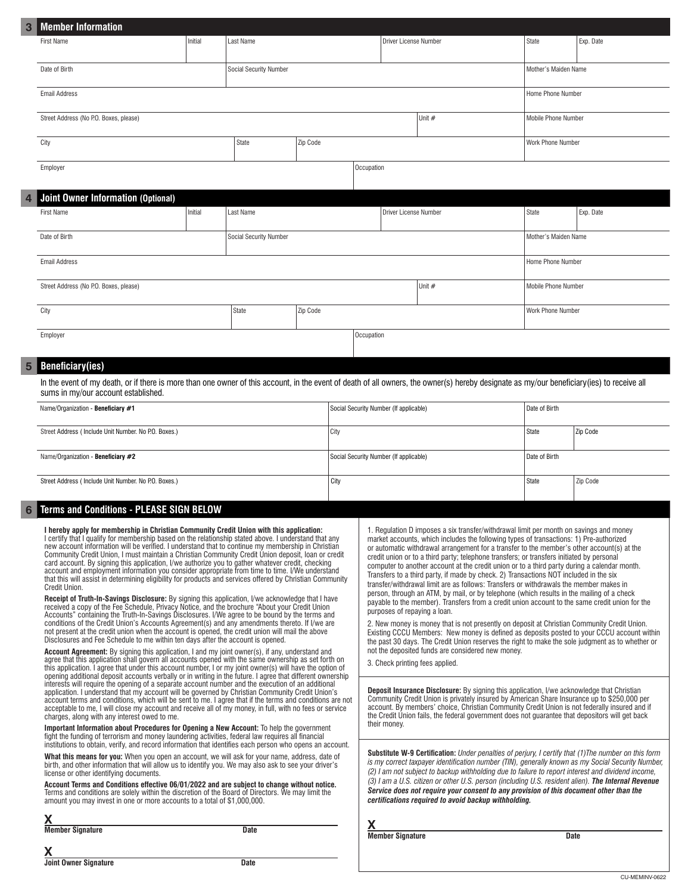## 3 Member Information

| First Name | Initial | Last Name | Driver License Number | State | Exp. Date |
|---|---|---|---|---|---|
| | | | | | |

| Date of Birth | Social Security Number | Mother's Maiden Name |
|---|---|---|
| | | |

| Email Address | Home Phone Number |
|---|---|
| | |

| Street Address (No P.O. Boxes, please) | Unit # | Mobile Phone Number |
|---|---|---|
| | | |

| City | State | Zip Code | Work Phone Number |
|---|---|---|---|
| | | | |

| Employer | Occupation |
|---|---|
| | |

## 4 Joint Owner Information (Optional)

| First Name | Initial | Last Name | Driver License Number | State | Exp. Date |
|---|---|---|---|---|---|
| | | | | | |

| Date of Birth | Social Security Number | Mother's Maiden Name |
|---|---|---|
| | | |

| Email Address | Home Phone Number |
|---|---|
| | |

| Street Address (No P.O. Boxes, please) | Unit # | Mobile Phone Number |
|---|---|---|
| | | |

| City | State | Zip Code | Work Phone Number |
|---|---|---|---|
| | | | |

| Employer | Occupation |
|---|---|
| | |

## 5 Beneficiary(ies)

In the event of my death, or if there is more than one owner of this account, in the event of death of all owners, the owner(s) hereby designate as my/our beneficiary(ies) to receive all sums in my/our account established.

| Name/Organization - **Beneficiary #1** | Social Security Number (If applicable) | Date of Birth | |
|---|---|---|---|
| Street Address ( Include Unit Number. No P.O. Boxes.) | City | State | Zip Code |
| Name/Organization - **Beneficiary #2** | Social Security Number (If applicable) | Date of Birth | |
| Street Address ( Include Unit Number. No P.O. Boxes.) | City | State | Zip Code |

## 6 Terms and Conditions - PLEASE SIGN BELOW

**I hereby apply for membership in Christian Community Credit Union with this application:** I certify that I qualify for membership based on the relationship stated above. I understand that any new account information will be verified. I understand that to continue my membership in Christian Community Credit Union, I must maintain a Christian Community Credit Union deposit, loan or credit card account. By signing this application, I/we authorize you to gather whatever credit, checking account and employment information you consider appropriate from time to time. I/We understand that this will assist in determining eligibility for products and services offered by Christian Community Credit Union.

**Receipt of Truth-In-Savings Disclosure:** By signing this application, I/we acknowledge that I have received a copy of the Fee Schedule, Privacy Notice, and the brochure "About your Credit Union Accounts" containing the Truth-In-Savings Disclosures. I/We agree to be bound by the terms and conditions of the Credit Union's Accounts Agreement(s) and any amendments thereto. If I/we are not present at the credit union when the account is opened, the credit union will mail the above Disclosures and Fee Schedule to me within ten days after the account is opened.

**Account Agreement:** By signing this application, I and my joint owner(s), if any, understand and agree that this application shall govern all accounts opened with the same ownership as set forth on this application. I agree that under this account number, I or my joint owner(s) will have the option of opening additional deposit accounts verbally or in writing in the future. I agree that different ownership interests will require the opening of a separate account number and the execution of an additional application. I understand that my account will be governed by Christian Community Credit Union's account terms and conditions, which will be sent to me. I agree that if the terms and conditions are not acceptable to me, I will close my account and receive all of my money, in full, with no fees or service charges, along with any interest owed to me.

**Important Information about Procedures for Opening a New Account:** To help the government fight the funding of terrorism and money laundering activities, federal law requires all financial institutions to obtain, verify, and record information that identifies each person who opens an account.

**What this means for you:** When you open an account, we will ask for your name, address, date of birth, and other information that will allow us to identify you. We may also ask to see your driver's license or other identifying documents.

**Account Terms and Conditions effective 06/01/2022 and are subject to change without notice.** Terms and conditions are solely within the discretion of the Board of Directors. We may limit the amount you may invest in one or more accounts to a total of $1,000,000.

**X**
**Member Signature** **Date**

**X**
**Joint Owner Signature** **Date**

1. Regulation D imposes a six transfer/withdrawal limit per month on savings and money market accounts, which includes the following types of transactions: 1) Pre-authorized or automatic withdrawal arrangement for a transfer to the member's other account(s) at the credit union or to a third party; telephone transfers; or transfers initiated by personal computer to another account at the credit union or to a third party during a calendar month. Transfers to a third party, if made by check. 2) Transactions NOT included in the six transfer/withdrawal limit are as follows: Transfers or withdrawals the member makes in person, through an ATM, by mail, or by telephone (which results in the mailing of a check payable to the member). Transfers from a credit union account to the same credit union for the purposes of repaying a loan.

2. New money is money that is not presently on deposit at Christian Community Credit Union. Existing CCCU Members: New money is defined as deposits posted to your CCCU account within the past 30 days. The Credit Union reserves the right to make the sole judgment as to whether or not the deposited funds are considered new money.

3. Check printing fees applied.

**Deposit Insurance Disclosure:** By signing this application, I/we acknowledge that Christian Community Credit Union is privately insured by American Share Insurance up to $250,000 per account. By members' choice, Christian Community Credit Union is not federally insured and if the Credit Union fails, the federal government does not guarantee that depositors will get back their money.

**Substitute W-9 Certification:** *Under penalties of perjury, I certify that (1)The number on this form is my correct taxpayer identification number (TIN), generally known as my Social Security Number, (2) I am not subject to backup withholding due to failure to report interest and dividend income, (3) I am a U.S. citizen or other U.S. person (including U.S. resident alien).* ***The Internal Revenue Service does not require your consent to any provision of this document other than the certifications required to avoid backup withholding.***

**X**
**Member Signature** **Date**

CU-MEMINV-0622